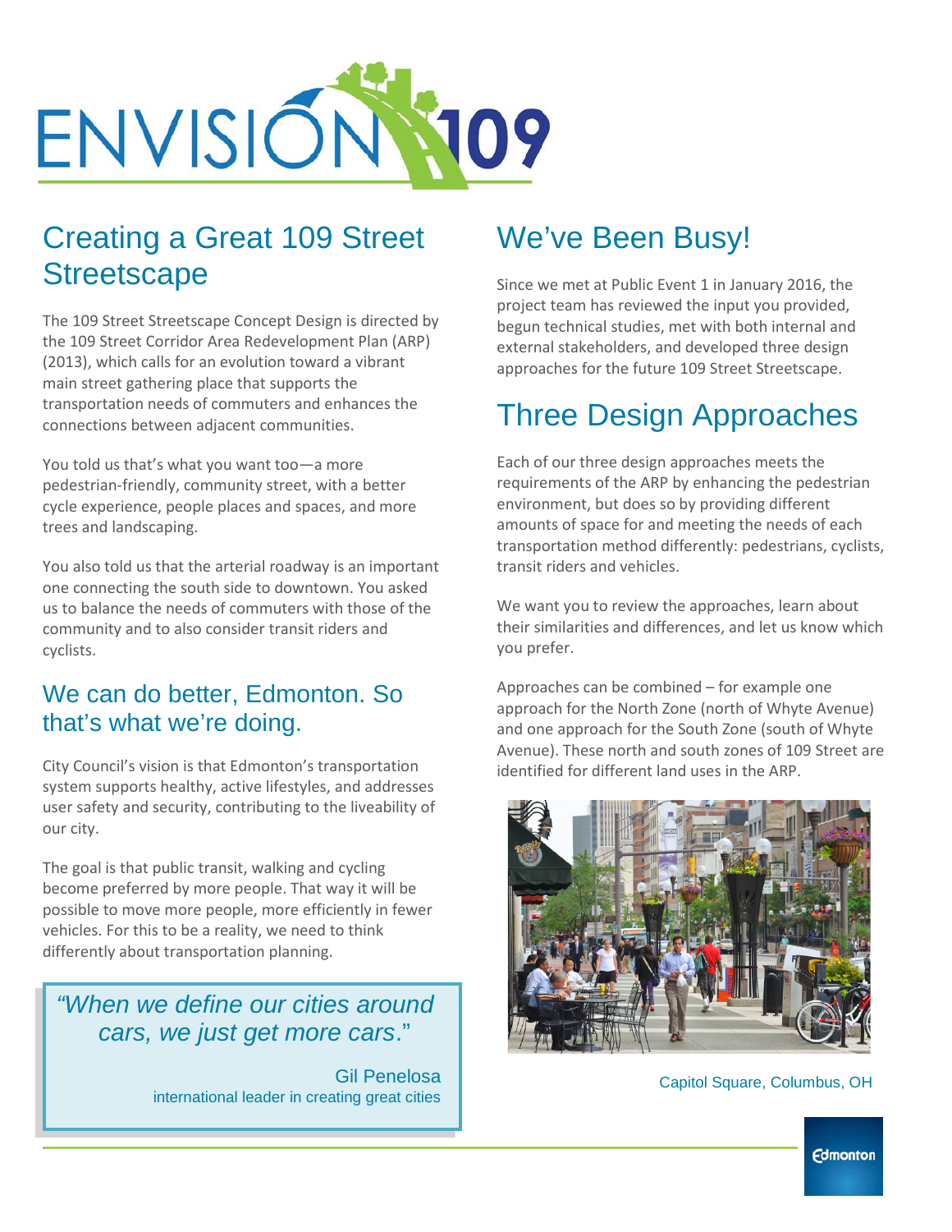# ENVISION 109

## Creating a Great 109 Street Streetscape

The 109 Street Streetscape Concept Design is directed by the 109 Street Corridor Area Redevelopment Plan (ARP) (2013), which calls for an evolution toward a vibrant main street gathering place that supports the transportation needs of commuters and enhances the connections between adjacent communities.

You told us that's what you want too—a more pedestrian-friendly, community street, with a better cycle experience, people places and spaces, and more trees and landscaping.

You also told us that the arterial roadway is an important one connecting the south side to downtown. You asked us to balance the needs of commuters with those of the community and to also consider transit riders and cyclists.

### We can do better, Edmonton. So that's what we're doing.

City Council's vision is that Edmonton's transportation system supports healthy, active lifestyles, and addresses user safety and security, contributing to the liveability of our city.

The goal is that public transit, walking and cycling become preferred by more people. That way it will be possible to move more people, more efficiently in fewer vehicles. For this to be a reality, we need to think differently about transportation planning.

> *"When we define our cities around cars, we just get more cars."*
>
> Gil Penelosa
> international leader in creating great cities

## We've Been Busy!

Since we met at Public Event 1 in January 2016, the project team has reviewed the input you provided, begun technical studies, met with both internal and external stakeholders, and developed three design approaches for the future 109 Street Streetscape.

## Three Design Approaches

Each of our three design approaches meets the requirements of the ARP by enhancing the pedestrian environment, but does so by providing different amounts of space for and meeting the needs of each transportation method differently: pedestrians, cyclists, transit riders and vehicles.

We want you to review the approaches, learn about their similarities and differences, and let us know which you prefer.

Approaches can be combined – for example one approach for the North Zone (north of Whyte Avenue) and one approach for the South Zone (south of Whyte Avenue). These north and south zones of 109 Street are identified for different land uses in the ARP.

Capitol Square, Columbus, OH

Edmonton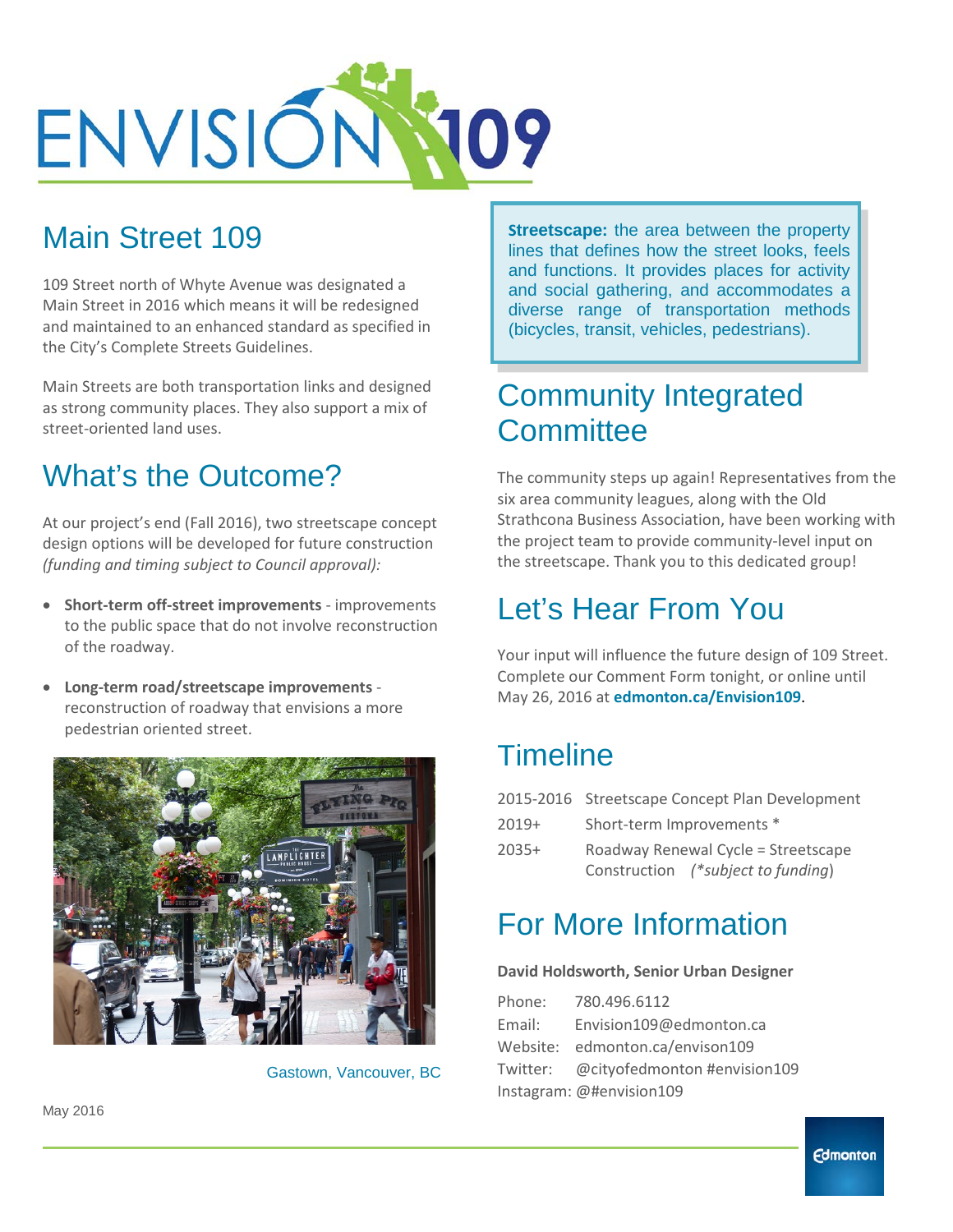# ENVISION 109

## Main Street 109

109 Street north of Whyte Avenue was designated a Main Street in 2016 which means it will be redesigned and maintained to an enhanced standard as specified in the City's Complete Streets Guidelines.

Main Streets are both transportation links and designed as strong community places. They also support a mix of street-oriented land uses.

## What's the Outcome?

At our project's end (Fall 2016), two streetscape concept design options will be developed for future construction *(funding and timing subject to Council approval):*

- **Short-term off-street improvements** - improvements to the public space that do not involve reconstruction of the roadway.
- **Long-term road/streetscape improvements** - reconstruction of roadway that envisions a more pedestrian oriented street.

Gastown, Vancouver, BC

**Streetscape:** the area between the property lines that defines how the street looks, feels and functions. It provides places for activity and social gathering, and accommodates a diverse range of transportation methods (bicycles, transit, vehicles, pedestrians).

## Community Integrated Committee

The community steps up again! Representatives from the six area community leagues, along with the Old Strathcona Business Association, have been working with the project team to provide community-level input on the streetscape. Thank you to this dedicated group!

## Let's Hear From You

Your input will influence the future design of 109 Street. Complete our Comment Form tonight, or online until May 26, 2016 at **edmonton.ca/Envision109**.

## Timeline

| | |
|---|---|
| 2015-2016 | Streetscape Concept Plan Development |
| 2019+ | Short-term Improvements * |
| 2035+ | Roadway Renewal Cycle = Streetscape Construction *(\*subject to funding)* |

## For More Information

**David Holdsworth, Senior Urban Designer**

Phone: 780.496.6112
Email: Envision109@edmonton.ca
Website: edmonton.ca/envison109
Twitter: @cityofedmonton #envision109
Instagram: @#envision109

May 2016

Edmonton